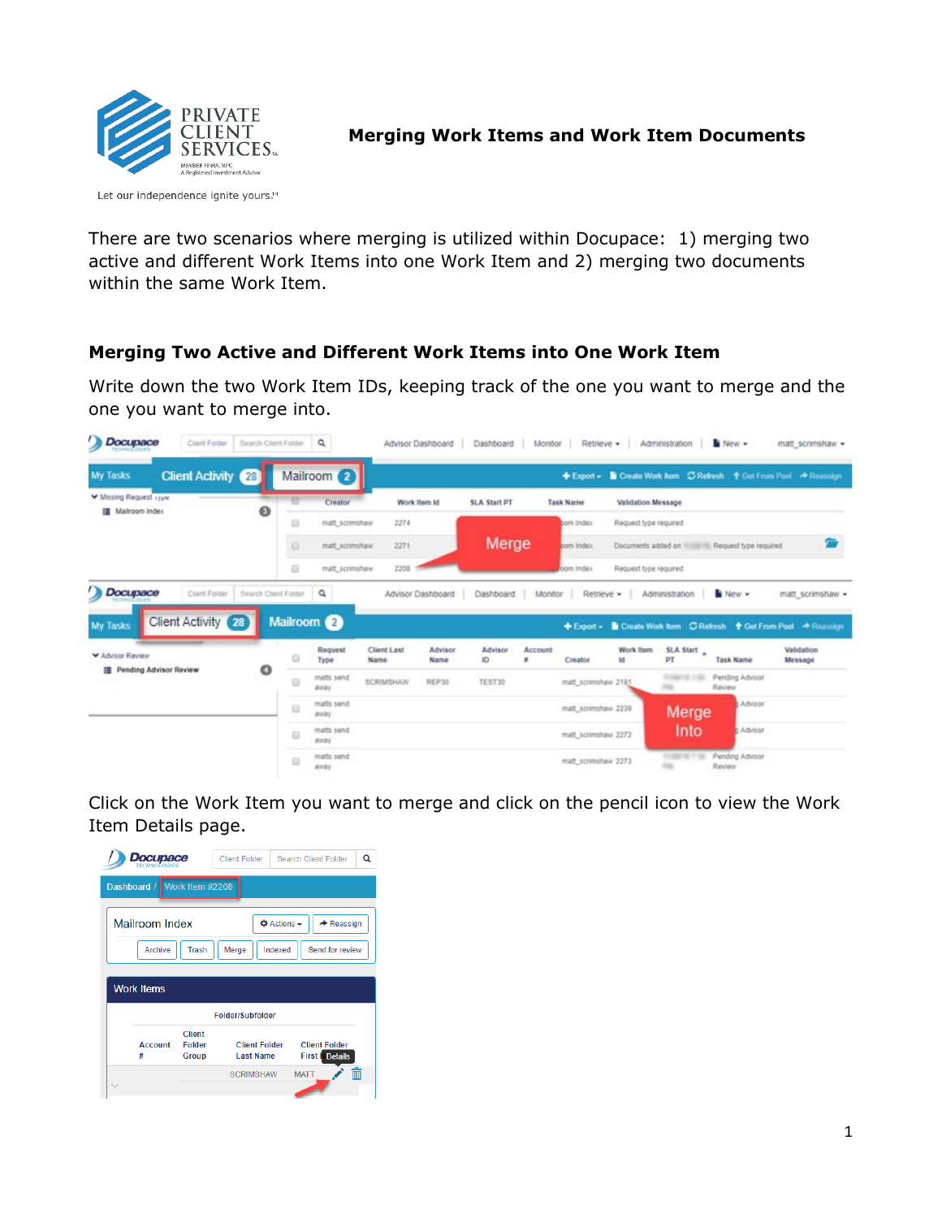# Merging Work Items and Work Item Documents

There are two scenarios where merging is utilized within Docupace: 1) merging two active and different Work Items into one Work Item and 2) merging two documents within the same Work Item.

## Merging Two Active and Different Work Items into One Work Item

Write down the two Work Item IDs, keeping track of the one you want to merge and the one you want to merge into.

Click on the Work Item you want to merge and click on the pencil icon to view the Work Item Details page.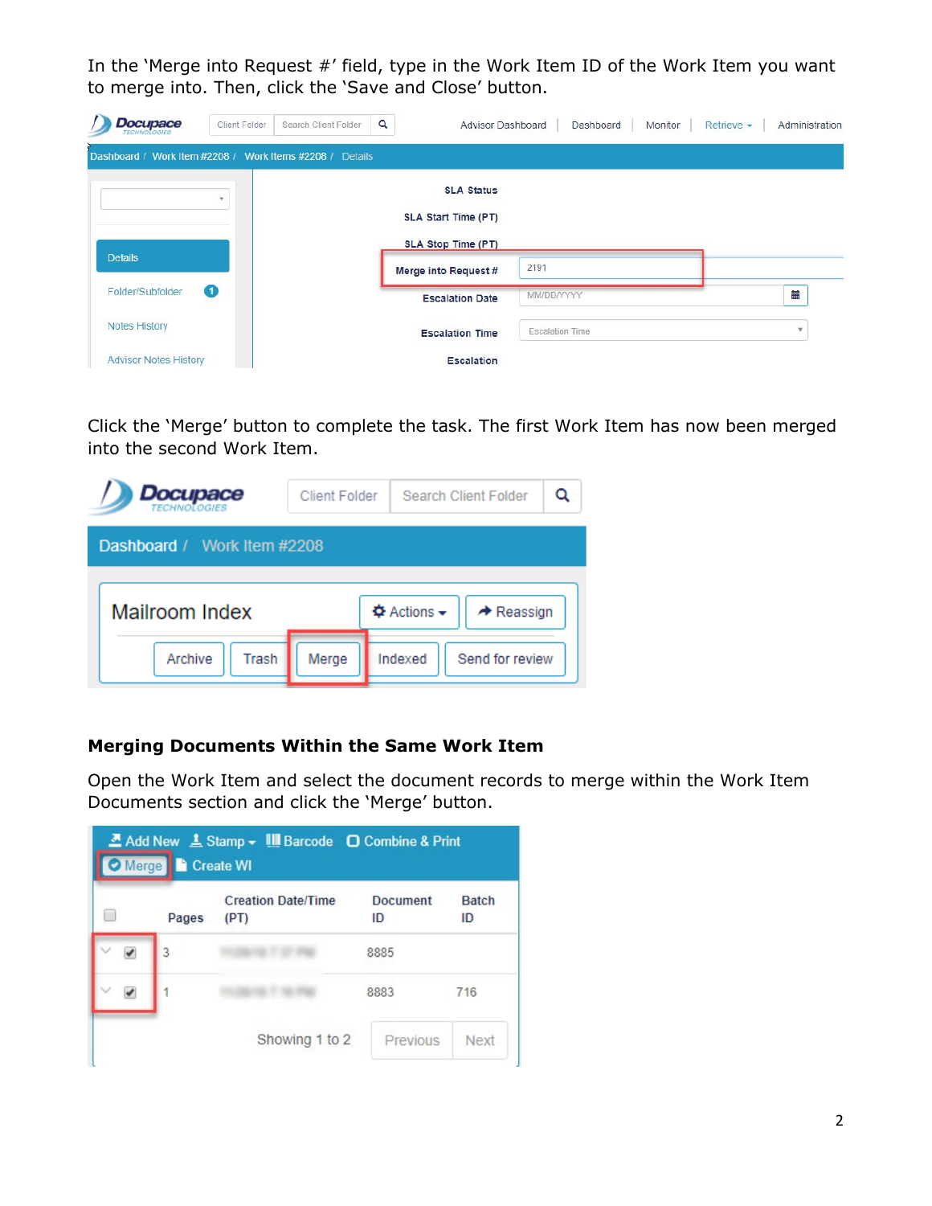In the 'Merge into Request #' field, type in the Work Item ID of the Work Item you want to merge into. Then, click the 'Save and Close' button.

Click the 'Merge' button to complete the task. The first Work Item has now been merged into the second Work Item.

### Merging Documents Within the Same Work Item

Open the Work Item and select the document records to merge within the Work Item Documents section and click the 'Merge' button.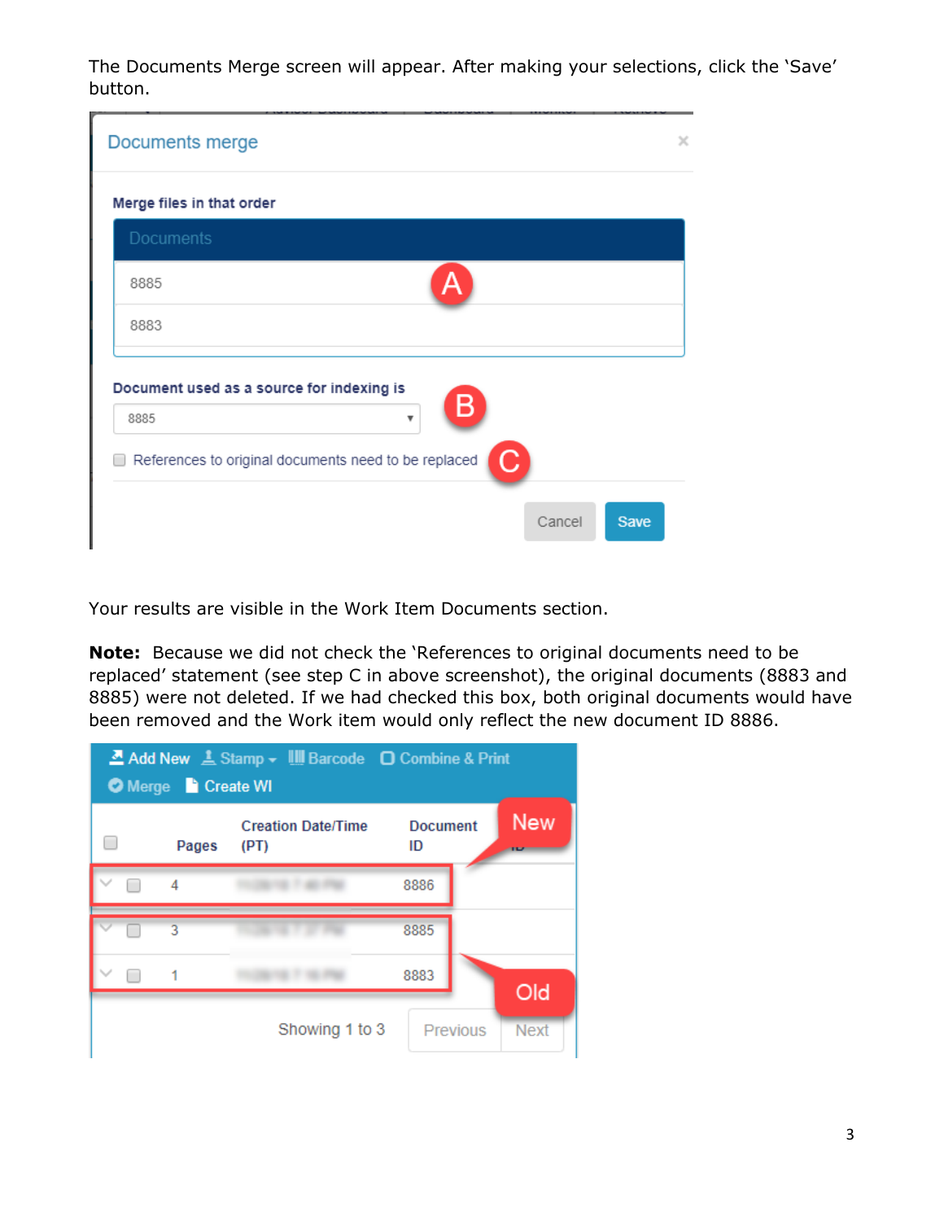The Documents Merge screen will appear. After making your selections, click the 'Save' button.

Your results are visible in the Work Item Documents section.

**Note:** Because we did not check the 'References to original documents need to be replaced' statement (see step C in above screenshot), the original documents (8883 and 8885) were not deleted. If we had checked this box, both original documents would have been removed and the Work item would only reflect the new document ID 8886.